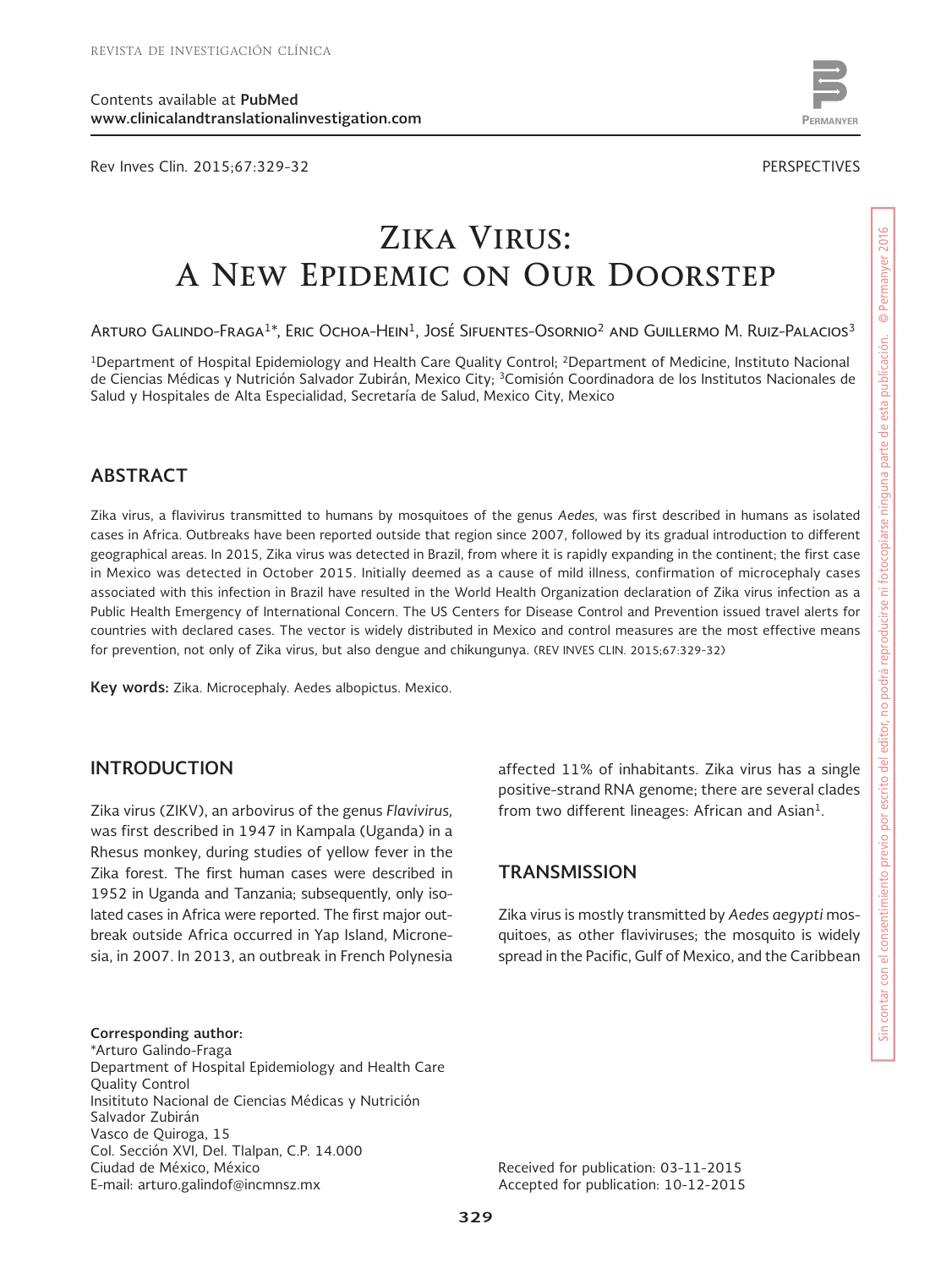# Zika Virus: A New Epidemic on Our Doorstep

Arturo Galindo-Fraga[1]*, Eric Ochoa-Hein[1], José Sifuentes-Osornio[2] and Guillermo M. Ruiz-Palacios[3]

[1]Department of Hospital Epidemiology and Health Care Quality Control; [2]Department of Medicine, Instituto Nacional de Ciencias Médicas y Nutrición Salvador Zubirán, Mexico City; [3]Comisión Coordinadora de los Institutos Nacionales de Salud y Hospitales de Alta Especialidad, Secretaría de Salud, Mexico City, Mexico

## ABSTRACT

Zika virus, a flavivirus transmitted to humans by mosquitoes of the genus *Aedes*, was first described in humans as isolated cases in Africa. Outbreaks have been reported outside that region since 2007, followed by its gradual introduction to different geographical areas. In 2015, Zika virus was detected in Brazil, from where it is rapidly expanding in the continent; the first case in Mexico was detected in October 2015. Initially deemed as a cause of mild illness, confirmation of microcephaly cases associated with this infection in Brazil have resulted in the World Health Organization declaration of Zika virus infection as a Public Health Emergency of International Concern. The US Centers for Disease Control and Prevention issued travel alerts for countries with declared cases. The vector is widely distributed in Mexico and control measures are the most effective means for prevention, not only of Zika virus, but also dengue and chikungunya. (REV INVES CLIN. 2015;67:329-32)

**Key words:** Zika. Microcephaly. Aedes albopictus. Mexico.

## INTRODUCTION

Zika virus (ZIKV), an arbovirus of the genus *Flavivirus*, was first described in 1947 in Kampala (Uganda) in a Rhesus monkey, during studies of yellow fever in the Zika forest. The first human cases were described in 1952 in Uganda and Tanzania; subsequently, only isolated cases in Africa were reported. The first major outbreak outside Africa occurred in Yap Island, Micronesia, in 2007. In 2013, an outbreak in French Polynesia affected 11% of inhabitants. Zika virus has a single positive-strand RNA genome; there are several clades from two different lineages: African and Asian[1].

## TRANSMISSION

Zika virus is mostly transmitted by *Aedes aegypti* mosquitoes, as other flaviviruses; the mosquito is widely spread in the Pacific, Gulf of Mexico, and the Caribbean

**Corresponding author:**
*Arturo Galindo-Fraga
Department of Hospital Epidemiology and Health Care Quality Control
Insitituto Nacional de Ciencias Médicas y Nutrición Salvador Zubirán
Vasco de Quiroga, 15
Col. Sección XVI, Del. Tlalpan, C.P. 14.000
Ciudad de México, México
E-mail: arturo.galindof@incmnsz.mx

Received for publication: 03-11-2015
Accepted for publication: 10-12-2015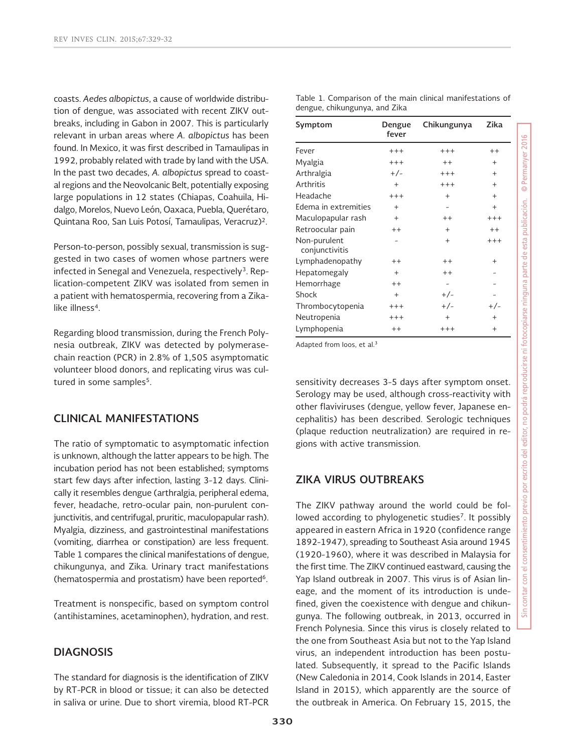coasts. *Aedes albopictus*, a cause of worldwide distribution of dengue, was associated with recent ZIKV outbreaks, including in Gabon in 2007. This is particularly relevant in urban areas where *A. albopictus* has been found. In Mexico, it was first described in Tamaulipas in 1992, probably related with trade by land with the USA. In the past two decades, *A. albopictus* spread to coastal regions and the Neovolcanic Belt, potentially exposing large populations in 12 states (Chiapas, Coahuila, Hidalgo, Morelos, Nuevo León, Oaxaca, Puebla, Querétaro, Quintana Roo, San Luis Potosí, Tamaulipas, Veracruz)[2].

Person-to-person, possibly sexual, transmission is suggested in two cases of women whose partners were infected in Senegal and Venezuela, respectively[3]. Replication-competent ZIKV was isolated from semen in a patient with hematospermia, recovering from a Zika-like illness[4].

Regarding blood transmission, during the French Polynesia outbreak, ZIKV was detected by polymerase-chain reaction (PCR) in 2.8% of 1,505 asymptomatic volunteer blood donors, and replicating virus was cultured in some samples[5].

## CLINICAL MANIFESTATIONS

The ratio of symptomatic to asymptomatic infection is unknown, although the latter appears to be high. The incubation period has not been established; symptoms start few days after infection, lasting 3-12 days. Clinically it resembles dengue (arthralgia, peripheral edema, fever, headache, retro-ocular pain, non-purulent conjunctivitis, and centrifugal, pruritic, maculopapular rash). Myalgia, dizziness, and gastrointestinal manifestations (vomiting, diarrhea or constipation) are less frequent. Table 1 compares the clinical manifestations of dengue, chikungunya, and Zika. Urinary tract manifestations (hematospermia and prostatism) have been reported[6].

Treatment is nonspecific, based on symptom control (antihistamines, acetaminophen), hydration, and rest.

## DIAGNOSIS

The standard for diagnosis is the identification of ZIKV by RT-PCR in blood or tissue; it can also be detected in saliva or urine. Due to short viremia, blood RT-PCR sensitivity decreases 3-5 days after symptom onset. Serology may be used, although cross-reactivity with other flaviviruses (dengue, yellow fever, Japanese encephalitis) has been described. Serologic techniques (plaque reduction neutralization) are required in regions with active transmission.

Table 1. Comparison of the main clinical manifestations of dengue, chikungunya, and Zika

| Symptom | Dengue fever | Chikungunya | Zika |
|---|---|---|---|
| Fever | +++ | +++ | ++ |
| Myalgia | +++ | ++ | + |
| Arthralgia | +/- | +++ | + |
| Arthritis | + | +++ | + |
| Headache | +++ | + | + |
| Edema in extremities | + | - | + |
| Maculopapular rash | + | ++ | +++ |
| Retroocular pain | ++ | + | ++ |
| Non-purulent conjunctivitis | - | + | +++ |
| Lymphadenopathy | ++ | ++ | + |
| Hepatomegaly | + | ++ | - |
| Hemorrhage | ++ | - | - |
| Shock | + | +/- | - |
| Thrombocytopenia | +++ | +/- | +/- |
| Neutropenia | +++ | + | + |
| Lymphopenia | ++ | +++ | + |

Adapted from Ioos, et al.[3]

## ZIKA VIRUS OUTBREAKS

The ZIKV pathway around the world could be followed according to phylogenetic studies[7]. It possibly appeared in eastern Africa in 1920 (confidence range 1892-1947), spreading to Southeast Asia around 1945 (1920-1960), where it was described in Malaysia for the first time. The ZIKV continued eastward, causing the Yap Island outbreak in 2007. This virus is of Asian lineage, and the moment of its introduction is undefined, given the coexistence with dengue and chikungunya. The following outbreak, in 2013, occurred in French Polynesia. Since this virus is closely related to the one from Southeast Asia but not to the Yap Island virus, an independent introduction has been postulated. Subsequently, it spread to the Pacific Islands (New Caledonia in 2014, Cook Islands in 2014, Easter Island in 2015), which apparently are the source of the outbreak in America. On February 15, 2015, the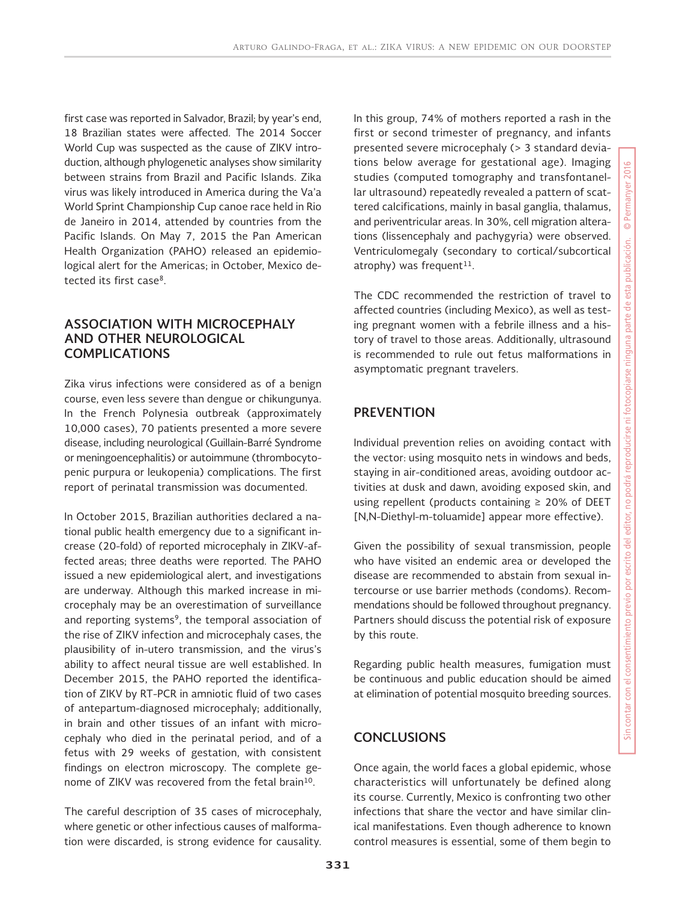first case was reported in Salvador, Brazil; by year's end, 18 Brazilian states were affected. The 2014 Soccer World Cup was suspected as the cause of ZIKV introduction, although phylogenetic analyses show similarity between strains from Brazil and Pacific Islands. Zika virus was likely introduced in America during the Va'a World Sprint Championship Cup canoe race held in Rio de Janeiro in 2014, attended by countries from the Pacific Islands. On May 7, 2015 the Pan American Health Organization (PAHO) released an epidemiological alert for the Americas; in October, Mexico detected its first case[8].

## ASSOCIATION WITH MICROCEPHALY AND OTHER NEUROLOGICAL COMPLICATIONS

Zika virus infections were considered as of a benign course, even less severe than dengue or chikungunya. In the French Polynesia outbreak (approximately 10,000 cases), 70 patients presented a more severe disease, including neurological (Guillain-Barré Syndrome or meningoencephalitis) or autoimmune (thrombocytopenic purpura or leukopenia) complications. The first report of perinatal transmission was documented.

In October 2015, Brazilian authorities declared a national public health emergency due to a significant increase (20-fold) of reported microcephaly in ZIKV-affected areas; three deaths were reported. The PAHO issued a new epidemiological alert, and investigations are underway. Although this marked increase in microcephaly may be an overestimation of surveillance and reporting systems[9], the temporal association of the rise of ZIKV infection and microcephaly cases, the plausibility of in-utero transmission, and the virus's ability to affect neural tissue are well established. In December 2015, the PAHO reported the identification of ZIKV by RT-PCR in amniotic fluid of two cases of antepartum-diagnosed microcephaly; additionally, in brain and other tissues of an infant with microcephaly who died in the perinatal period, and of a fetus with 29 weeks of gestation, with consistent findings on electron microscopy. The complete genome of ZIKV was recovered from the fetal brain[10].

The careful description of 35 cases of microcephaly, where genetic or other infectious causes of malformation were discarded, is strong evidence for causality. In this group, 74% of mothers reported a rash in the first or second trimester of pregnancy, and infants presented severe microcephaly (> 3 standard deviations below average for gestational age). Imaging studies (computed tomography and transfontanellar ultrasound) repeatedly revealed a pattern of scattered calcifications, mainly in basal ganglia, thalamus, and periventricular areas. In 30%, cell migration alterations (lissencephaly and pachygyria) were observed. Ventriculomegaly (secondary to cortical/subcortical atrophy) was frequent[11].

The CDC recommended the restriction of travel to affected countries (including Mexico), as well as testing pregnant women with a febrile illness and a history of travel to those areas. Additionally, ultrasound is recommended to rule out fetus malformations in asymptomatic pregnant travelers.

## PREVENTION

Individual prevention relies on avoiding contact with the vector: using mosquito nets in windows and beds, staying in air-conditioned areas, avoiding outdoor activities at dusk and dawn, avoiding exposed skin, and using repellent (products containing ≥ 20% of DEET [N,N-Diethyl-m-toluamide] appear more effective).

Given the possibility of sexual transmission, people who have visited an endemic area or developed the disease are recommended to abstain from sexual intercourse or use barrier methods (condoms). Recommendations should be followed throughout pregnancy. Partners should discuss the potential risk of exposure by this route.

Regarding public health measures, fumigation must be continuous and public education should be aimed at elimination of potential mosquito breeding sources.

## CONCLUSIONS

Once again, the world faces a global epidemic, whose characteristics will unfortunately be defined along its course. Currently, Mexico is confronting two other infections that share the vector and have similar clinical manifestations. Even though adherence to known control measures is essential, some of them begin to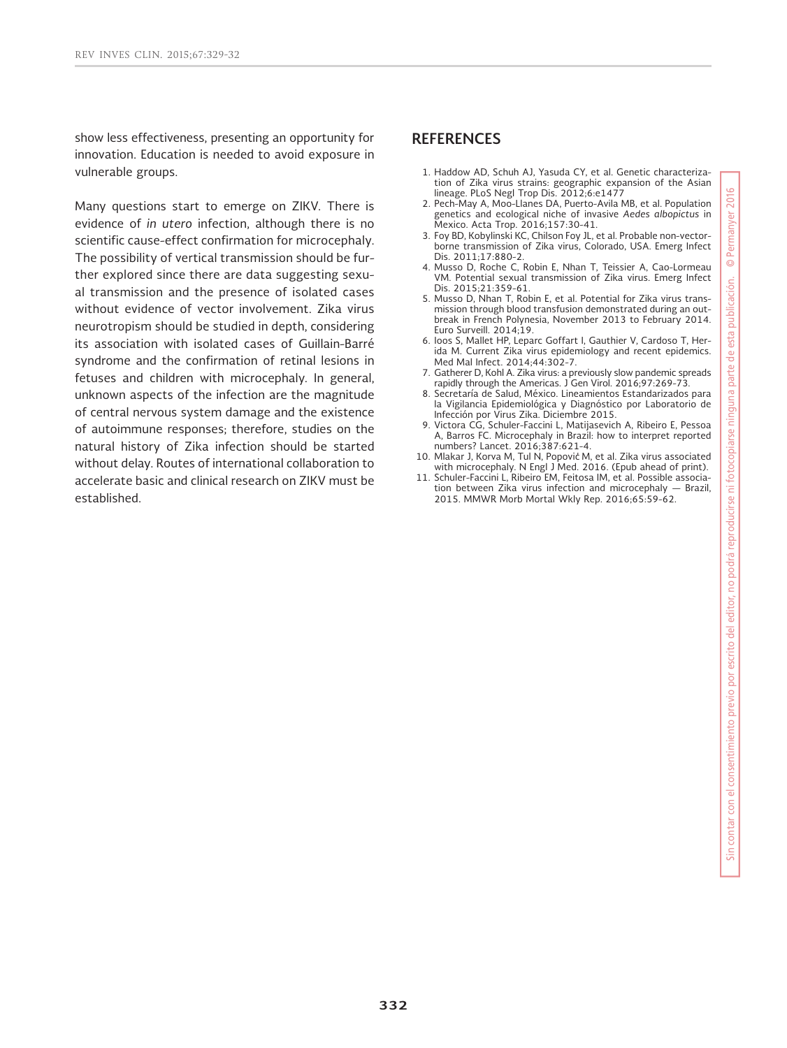show less effectiveness, presenting an opportunity for innovation. Education is needed to avoid exposure in vulnerable groups.

Many questions start to emerge on ZIKV. There is evidence of *in utero* infection, although there is no scientific cause-effect confirmation for microcephaly. The possibility of vertical transmission should be further explored since there are data suggesting sexual transmission and the presence of isolated cases without evidence of vector involvement. Zika virus neurotropism should be studied in depth, considering its association with isolated cases of Guillain-Barré syndrome and the confirmation of retinal lesions in fetuses and children with microcephaly. In general, unknown aspects of the infection are the magnitude of central nervous system damage and the existence of autoimmune responses; therefore, studies on the natural history of Zika infection should be started without delay. Routes of international collaboration to accelerate basic and clinical research on ZIKV must be established.

## REFERENCES

1. Haddow AD, Schuh AJ, Yasuda CY, et al. Genetic characterization of Zika virus strains: geographic expansion of the Asian lineage. PLoS Negl Trop Dis. 2012;6:e1477
2. Pech-May A, Moo-Llanes DA, Puerto-Avila MB, et al. Population genetics and ecological niche of invasive *Aedes albopictus* in Mexico. Acta Trop. 2016;157:30-41.
3. Foy BD, Kobylinski KC, Chilson Foy JL, et al. Probable non-vector-borne transmission of Zika virus, Colorado, USA. Emerg Infect Dis. 2011;17:880-2.
4. Musso D, Roche C, Robin E, Nhan T, Teissier A, Cao-Lormeau VM. Potential sexual transmission of Zika virus. Emerg Infect Dis. 2015;21:359-61.
5. Musso D, Nhan T, Robin E, et al. Potential for Zika virus transmission through blood transfusion demonstrated during an outbreak in French Polynesia, November 2013 to February 2014. Euro Surveill. 2014;19.
6. Ioos S, Mallet HP, Leparc Goffart I, Gauthier V, Cardoso T, Herida M. Current Zika virus epidemiology and recent epidemics. Med Mal Infect. 2014;44:302-7.
7. Gatherer D, Kohl A. Zika virus: a previously slow pandemic spreads rapidly through the Americas. J Gen Virol. 2016;97:269-73.
8. Secretaría de Salud, México. Lineamientos Estandarizados para la Vigilancia Epidemiológica y Diagnóstico por Laboratorio de Infección por Virus Zika. Diciembre 2015.
9. Victora CG, Schuler-Faccini L, Matijasevich A, Ribeiro E, Pessoa A, Barros FC. Microcephaly in Brazil: how to interpret reported numbers? Lancet. 2016;387:621-4.
10. Mlakar J, Korva M, Tul N, Popović M, et al. Zika virus associated with microcephaly. N Engl J Med. 2016. (Epub ahead of print).
11. Schuler-Faccini L, Ribeiro EM, Feitosa IM, et al. Possible association between Zika virus infection and microcephaly — Brazil, 2015. MMWR Morb Mortal Wkly Rep. 2016;65:59-62.

Sin contar con el consentimiento previo por escrito del editor, no podrá reproducirse ni fotocopiarse ninguna parte de esta publicación. © Permanyer 2016